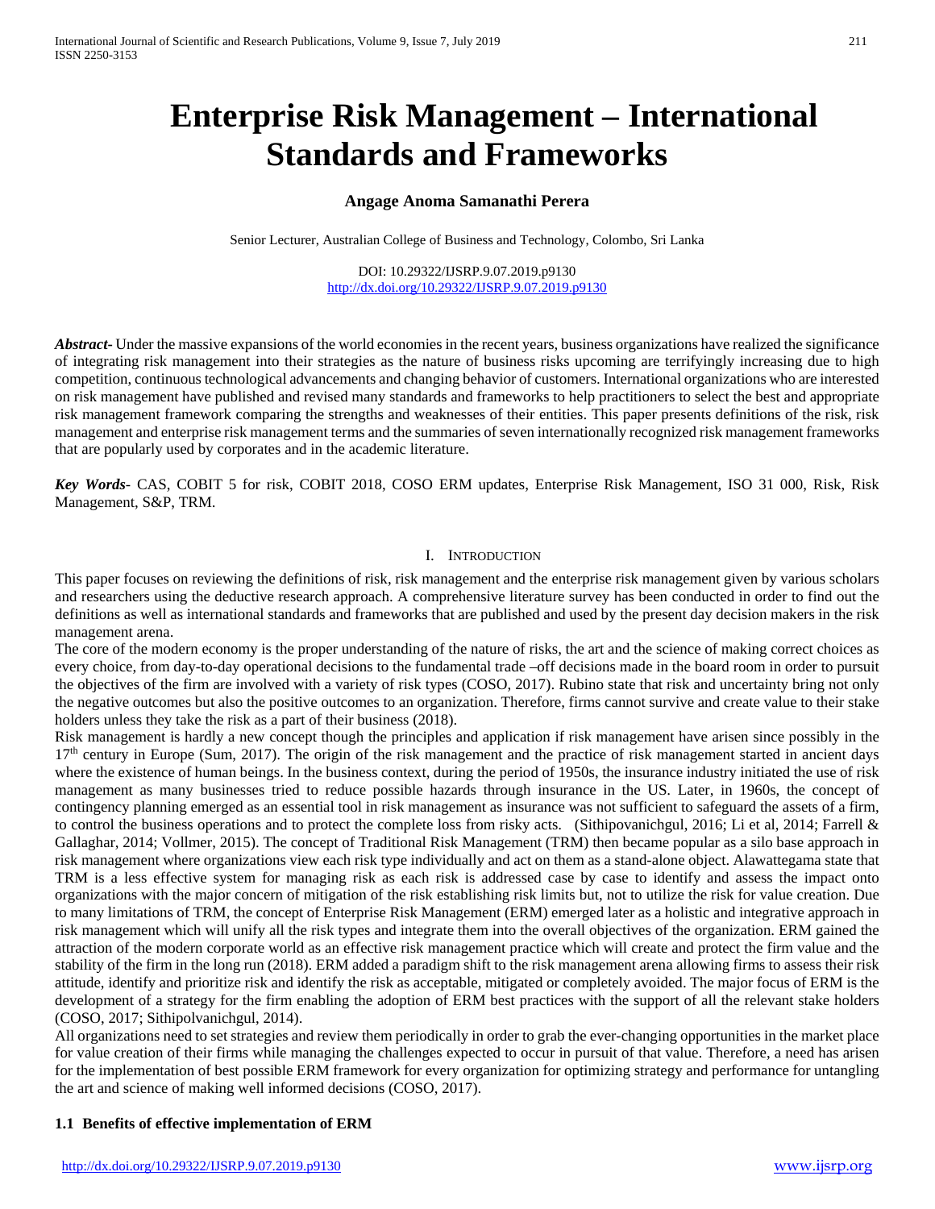# Enterprise Risk Management – International Standards and Frameworks

**Angage Anoma Samanathi Perera**

Senior Lecturer, Australian College of Business and Technology, Colombo, Sri Lanka

DOI: 10.29322/IJSRP.9.07.2019.p9130
http://dx.doi.org/10.29322/IJSRP.9.07.2019.p9130

***Abstract-*** Under the massive expansions of the world economies in the recent years, business organizations have realized the significance of integrating risk management into their strategies as the nature of business risks upcoming are terrifyingly increasing due to high competition, continuous technological advancements and changing behavior of customers. International organizations who are interested on risk management have published and revised many standards and frameworks to help practitioners to select the best and appropriate risk management framework comparing the strengths and weaknesses of their entities. This paper presents definitions of the risk, risk management and enterprise risk management terms and the summaries of seven internationally recognized risk management frameworks that are popularly used by corporates and in the academic literature.

***Key Words-*** CAS, COBIT 5 for risk, COBIT 2018, COSO ERM updates, Enterprise Risk Management, ISO 31 000, Risk, Risk Management, S&P, TRM.

## I. Introduction

This paper focuses on reviewing the definitions of risk, risk management and the enterprise risk management given by various scholars and researchers using the deductive research approach. A comprehensive literature survey has been conducted in order to find out the definitions as well as international standards and frameworks that are published and used by the present day decision makers in the risk management arena.

The core of the modern economy is the proper understanding of the nature of risks, the art and the science of making correct choices as every choice, from day-to-day operational decisions to the fundamental trade –off decisions made in the board room in order to pursuit the objectives of the firm are involved with a variety of risk types (COSO, 2017). Rubino state that risk and uncertainty bring not only the negative outcomes but also the positive outcomes to an organization. Therefore, firms cannot survive and create value to their stake holders unless they take the risk as a part of their business (2018).

Risk management is hardly a new concept though the principles and application if risk management have arisen since possibly in the 17th century in Europe (Sum, 2017). The origin of the risk management and the practice of risk management started in ancient days where the existence of human beings. In the business context, during the period of 1950s, the insurance industry initiated the use of risk management as many businesses tried to reduce possible hazards through insurance in the US. Later, in 1960s, the concept of contingency planning emerged as an essential tool in risk management as insurance was not sufficient to safeguard the assets of a firm, to control the business operations and to protect the complete loss from risky acts. (Sithipovanichgul, 2016; Li et al, 2014; Farrell & Gallaghar, 2014; Vollmer, 2015). The concept of Traditional Risk Management (TRM) then became popular as a silo base approach in risk management where organizations view each risk type individually and act on them as a stand-alone object. Alawattegama state that TRM is a less effective system for managing risk as each risk is addressed case by case to identify and assess the impact onto organizations with the major concern of mitigation of the risk establishing risk limits but, not to utilize the risk for value creation. Due to many limitations of TRM, the concept of Enterprise Risk Management (ERM) emerged later as a holistic and integrative approach in risk management which will unify all the risk types and integrate them into the overall objectives of the organization. ERM gained the attraction of the modern corporate world as an effective risk management practice which will create and protect the firm value and the stability of the firm in the long run (2018). ERM added a paradigm shift to the risk management arena allowing firms to assess their risk attitude, identify and prioritize risk and identify the risk as acceptable, mitigated or completely avoided. The major focus of ERM is the development of a strategy for the firm enabling the adoption of ERM best practices with the support of all the relevant stake holders (COSO, 2017; Sithipolvanichgul, 2014).

All organizations need to set strategies and review them periodically in order to grab the ever-changing opportunities in the market place for value creation of their firms while managing the challenges expected to occur in pursuit of that value. Therefore, a need has arisen for the implementation of best possible ERM framework for every organization for optimizing strategy and performance for untangling the art and science of making well informed decisions (COSO, 2017).

### 1.1 Benefits of effective implementation of ERM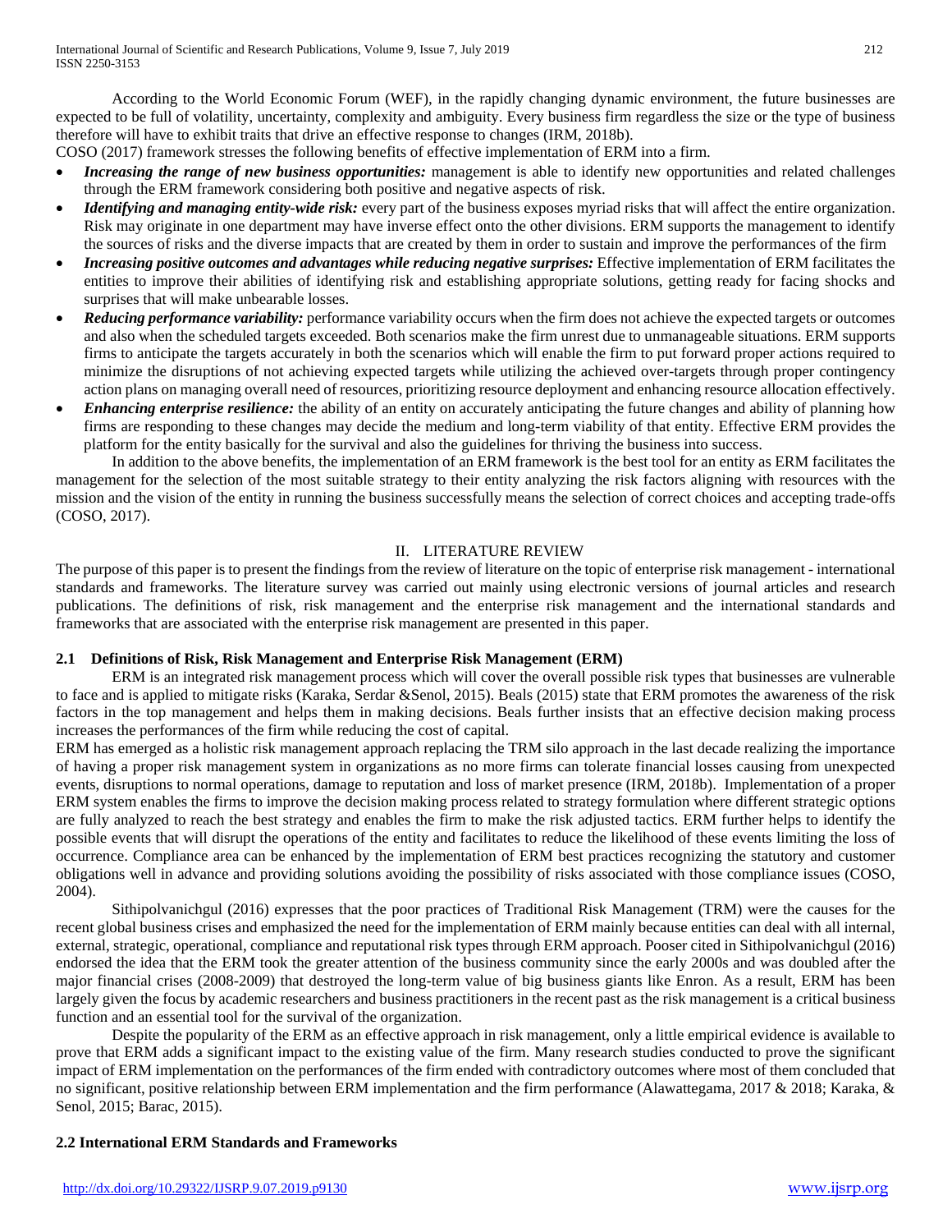According to the World Economic Forum (WEF), in the rapidly changing dynamic environment, the future businesses are expected to be full of volatility, uncertainty, complexity and ambiguity. Every business firm regardless the size or the type of business therefore will have to exhibit traits that drive an effective response to changes (IRM, 2018b).

COSO (2017) framework stresses the following benefits of effective implementation of ERM into a firm.

- ***Increasing the range of new business opportunities:*** management is able to identify new opportunities and related challenges through the ERM framework considering both positive and negative aspects of risk.
- ***Identifying and managing entity-wide risk:*** every part of the business exposes myriad risks that will affect the entire organization. Risk may originate in one department may have inverse effect onto the other divisions. ERM supports the management to identify the sources of risks and the diverse impacts that are created by them in order to sustain and improve the performances of the firm
- ***Increasing positive outcomes and advantages while reducing negative surprises:*** Effective implementation of ERM facilitates the entities to improve their abilities of identifying risk and establishing appropriate solutions, getting ready for facing shocks and surprises that will make unbearable losses.
- ***Reducing performance variability:*** performance variability occurs when the firm does not achieve the expected targets or outcomes and also when the scheduled targets exceeded. Both scenarios make the firm unrest due to unmanageable situations. ERM supports firms to anticipate the targets accurately in both the scenarios which will enable the firm to put forward proper actions required to minimize the disruptions of not achieving expected targets while utilizing the achieved over-targets through proper contingency action plans on managing overall need of resources, prioritizing resource deployment and enhancing resource allocation effectively.
- ***Enhancing enterprise resilience:*** the ability of an entity on accurately anticipating the future changes and ability of planning how firms are responding to these changes may decide the medium and long-term viability of that entity. Effective ERM provides the platform for the entity basically for the survival and also the guidelines for thriving the business into success.

In addition to the above benefits, the implementation of an ERM framework is the best tool for an entity as ERM facilitates the management for the selection of the most suitable strategy to their entity analyzing the risk factors aligning with resources with the mission and the vision of the entity in running the business successfully means the selection of correct choices and accepting trade-offs (COSO, 2017).

## II. LITERATURE REVIEW

The purpose of this paper is to present the findings from the review of literature on the topic of enterprise risk management - international standards and frameworks. The literature survey was carried out mainly using electronic versions of journal articles and research publications. The definitions of risk, risk management and the enterprise risk management and the international standards and frameworks that are associated with the enterprise risk management are presented in this paper.

### 2.1 Definitions of Risk, Risk Management and Enterprise Risk Management (ERM)

ERM is an integrated risk management process which will cover the overall possible risk types that businesses are vulnerable to face and is applied to mitigate risks (Karaka, Serdar &Senol, 2015). Beals (2015) state that ERM promotes the awareness of the risk factors in the top management and helps them in making decisions. Beals further insists that an effective decision making process increases the performances of the firm while reducing the cost of capital.

ERM has emerged as a holistic risk management approach replacing the TRM silo approach in the last decade realizing the importance of having a proper risk management system in organizations as no more firms can tolerate financial losses causing from unexpected events, disruptions to normal operations, damage to reputation and loss of market presence (IRM, 2018b). Implementation of a proper ERM system enables the firms to improve the decision making process related to strategy formulation where different strategic options are fully analyzed to reach the best strategy and enables the firm to make the risk adjusted tactics. ERM further helps to identify the possible events that will disrupt the operations of the entity and facilitates to reduce the likelihood of these events limiting the loss of occurrence. Compliance area can be enhanced by the implementation of ERM best practices recognizing the statutory and customer obligations well in advance and providing solutions avoiding the possibility of risks associated with those compliance issues (COSO, 2004).

Sithipolvanichgul (2016) expresses that the poor practices of Traditional Risk Management (TRM) were the causes for the recent global business crises and emphasized the need for the implementation of ERM mainly because entities can deal with all internal, external, strategic, operational, compliance and reputational risk types through ERM approach. Pooser cited in Sithipolvanichgul (2016) endorsed the idea that the ERM took the greater attention of the business community since the early 2000s and was doubled after the major financial crises (2008-2009) that destroyed the long-term value of big business giants like Enron. As a result, ERM has been largely given the focus by academic researchers and business practitioners in the recent past as the risk management is a critical business function and an essential tool for the survival of the organization.

Despite the popularity of the ERM as an effective approach in risk management, only a little empirical evidence is available to prove that ERM adds a significant impact to the existing value of the firm. Many research studies conducted to prove the significant impact of ERM implementation on the performances of the firm ended with contradictory outcomes where most of them concluded that no significant, positive relationship between ERM implementation and the firm performance (Alawattegama, 2017 & 2018; Karaka, & Senol, 2015; Barac, 2015).

### 2.2 International ERM Standards and Frameworks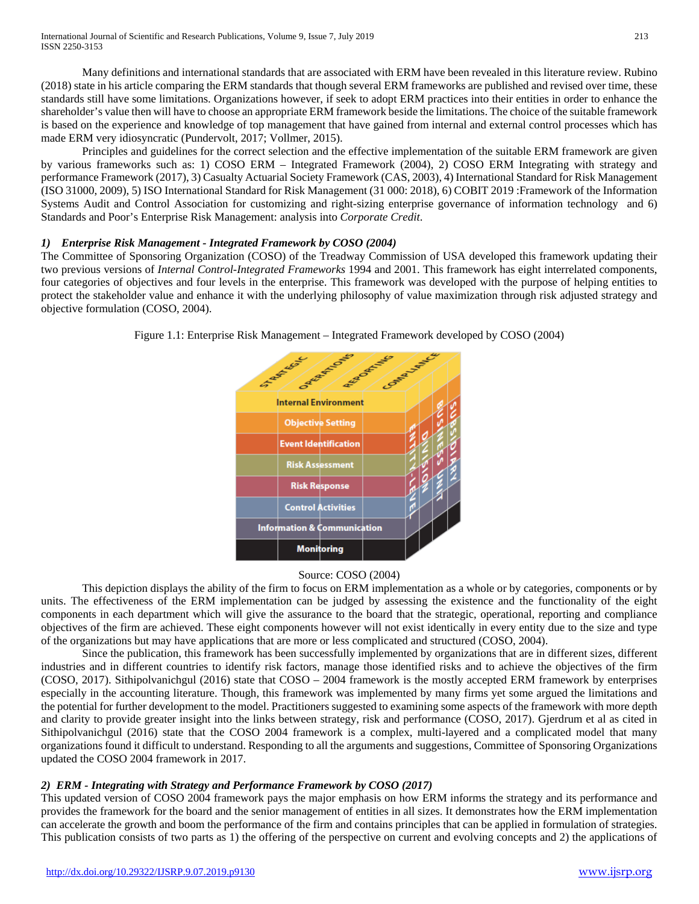Many definitions and international standards that are associated with ERM have been revealed in this literature review. Rubino (2018) state in his article comparing the ERM standards that though several ERM frameworks are published and revised over time, these standards still have some limitations. Organizations however, if seek to adopt ERM practices into their entities in order to enhance the shareholder's value then will have to choose an appropriate ERM framework beside the limitations. The choice of the suitable framework is based on the experience and knowledge of top management that have gained from internal and external control processes which has made ERM very idiosyncratic (Pundervolt, 2017; Vollmer, 2015).

Principles and guidelines for the correct selection and the effective implementation of the suitable ERM framework are given by various frameworks such as: 1) COSO ERM – Integrated Framework (2004), 2) COSO ERM Integrating with strategy and performance Framework (2017), 3) Casualty Actuarial Society Framework (CAS, 2003), 4) International Standard for Risk Management (ISO 31000, 2009), 5) ISO International Standard for Risk Management (31 000: 2018), 6) COBIT 2019 :Framework of the Information Systems Audit and Control Association for customizing and right-sizing enterprise governance of information technology and 6) Standards and Poor's Enterprise Risk Management: analysis into *Corporate Credit*.

### *1) Enterprise Risk Management - Integrated Framework by COSO (2004)*

The Committee of Sponsoring Organization (COSO) of the Treadway Commission of USA developed this framework updating their two previous versions of *Internal Control-Integrated Frameworks* 1994 and 2001. This framework has eight interrelated components, four categories of objectives and four levels in the enterprise. This framework was developed with the purpose of helping entities to protect the stakeholder value and enhance it with the underlying philosophy of value maximization through risk adjusted strategy and objective formulation (COSO, 2004).

Figure 1.1: Enterprise Risk Management – Integrated Framework developed by COSO (2004)

Source: COSO (2004)

This depiction displays the ability of the firm to focus on ERM implementation as a whole or by categories, components or by units. The effectiveness of the ERM implementation can be judged by assessing the existence and the functionality of the eight components in each department which will give the assurance to the board that the strategic, operational, reporting and compliance objectives of the firm are achieved. These eight components however will not exist identically in every entity due to the size and type of the organizations but may have applications that are more or less complicated and structured (COSO, 2004).

Since the publication, this framework has been successfully implemented by organizations that are in different sizes, different industries and in different countries to identify risk factors, manage those identified risks and to achieve the objectives of the firm (COSO, 2017). Sithipolvanichgul (2016) state that COSO – 2004 framework is the mostly accepted ERM framework by enterprises especially in the accounting literature. Though, this framework was implemented by many firms yet some argued the limitations and the potential for further development to the model. Practitioners suggested to examining some aspects of the framework with more depth and clarity to provide greater insight into the links between strategy, risk and performance (COSO, 2017). Gjerdrum et al as cited in Sithipolvanichgul (2016) state that the COSO 2004 framework is a complex, multi-layered and a complicated model that many organizations found it difficult to understand. Responding to all the arguments and suggestions, Committee of Sponsoring Organizations updated the COSO 2004 framework in 2017.

### *2) ERM - Integrating with Strategy and Performance Framework by COSO (2017)*

This updated version of COSO 2004 framework pays the major emphasis on how ERM informs the strategy and its performance and provides the framework for the board and the senior management of entities in all sizes. It demonstrates how the ERM implementation can accelerate the growth and boom the performance of the firm and contains principles that can be applied in formulation of strategies. This publication consists of two parts as 1) the offering of the perspective on current and evolving concepts and 2) the applications of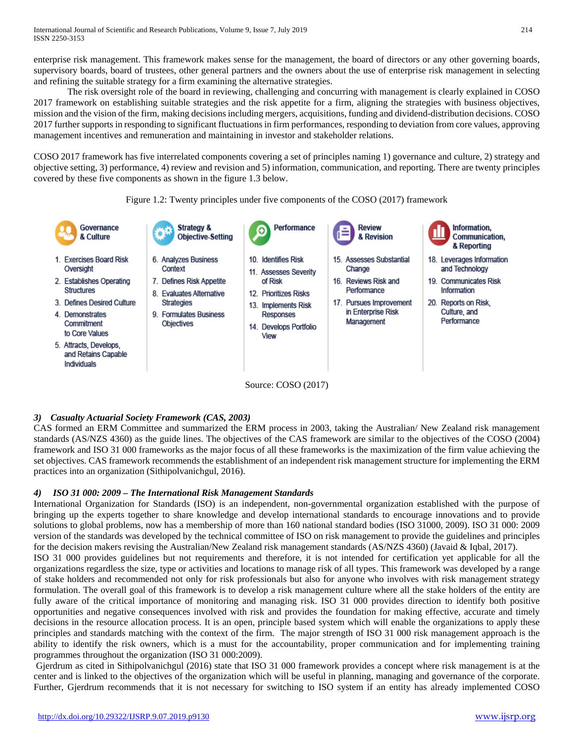enterprise risk management. This framework makes sense for the management, the board of directors or any other governing boards, supervisory boards, board of trustees, other general partners and the owners about the use of enterprise risk management in selecting and refining the suitable strategy for a firm examining the alternative strategies.

The risk oversight role of the board in reviewing, challenging and concurring with management is clearly explained in COSO 2017 framework on establishing suitable strategies and the risk appetite for a firm, aligning the strategies with business objectives, mission and the vision of the firm, making decisions including mergers, acquisitions, funding and dividend-distribution decisions. COSO 2017 further supports in responding to significant fluctuations in firm performances, responding to deviation from core values, approving management incentives and remuneration and maintaining in investor and stakeholder relations.

COSO 2017 framework has five interrelated components covering a set of principles naming 1) governance and culture, 2) strategy and objective setting, 3) performance, 4) review and revision and 5) information, communication, and reporting. There are twenty principles covered by these five components as shown in the figure 1.3 below.

Figure 1.2: Twenty principles under five components of the COSO (2017) framework

| Governance & Culture | Strategy & Objective-Setting | Performance | Review & Revision | Information, Communication, & Reporting |
|---|---|---|---|---|
| 1. Exercises Board Risk Oversight | 6. Analyzes Business Context | 10. Identifies Risk | 15. Assesses Substantial Change | 18. Leverages Information and Technology |
| 2. Establishes Operating Structures | 7. Defines Risk Appetite | 11. Assesses Severity of Risk | 16. Reviews Risk and Performance | 19. Communicates Risk Information |
| 3. Defines Desired Culture | 8. Evaluates Alternative Strategies | 12. Prioritizes Risks | 17. Pursues Improvement in Enterprise Risk Management | 20. Reports on Risk, Culture, and Performance |
| 4. Demonstrates Commitment to Core Values | 9. Formulates Business Objectives | 13. Implements Risk Responses | | |
| 5. Attracts, Develops, and Retains Capable Individuals | | 14. Develops Portfolio View | | |

Source: COSO (2017)

#### *3) Casualty Actuarial Society Framework (CAS, 2003)*

CAS formed an ERM Committee and summarized the ERM process in 2003, taking the Australian/ New Zealand risk management standards (AS/NZS 4360) as the guide lines. The objectives of the CAS framework are similar to the objectives of the COSO (2004) framework and ISO 31 000 frameworks as the major focus of all these frameworks is the maximization of the firm value achieving the set objectives. CAS framework recommends the establishment of an independent risk management structure for implementing the ERM practices into an organization (Sithipolvanichgul, 2016).

#### *4) ISO 31 000: 2009 – The International Risk Management Standards*

International Organization for Standards (ISO) is an independent, non-governmental organization established with the purpose of bringing up the experts together to share knowledge and develop international standards to encourage innovations and to provide solutions to global problems, now has a membership of more than 160 national standard bodies (ISO 31000, 2009). ISO 31 000: 2009 version of the standards was developed by the technical committee of ISO on risk management to provide the guidelines and principles for the decision makers revising the Australian/New Zealand risk management standards (AS/NZS 4360) (Javaid & Iqbal, 2017).

ISO 31 000 provides guidelines but not requirements and therefore, it is not intended for certification yet applicable for all the organizations regardless the size, type or activities and locations to manage risk of all types. This framework was developed by a range of stake holders and recommended not only for risk professionals but also for anyone who involves with risk management strategy formulation. The overall goal of this framework is to develop a risk management culture where all the stake holders of the entity are fully aware of the critical importance of monitoring and managing risk. ISO 31 000 provides direction to identify both positive opportunities and negative consequences involved with risk and provides the foundation for making effective, accurate and timely decisions in the resource allocation process. It is an open, principle based system which will enable the organizations to apply these principles and standards matching with the context of the firm. The major strength of ISO 31 000 risk management approach is the ability to identify the risk owners, which is a must for the accountability, proper communication and for implementing training programmes throughout the organization (ISO 31 000:2009).

Gjerdrum as cited in Sithipolvanichgul (2016) state that ISO 31 000 framework provides a concept where risk management is at the center and is linked to the objectives of the organization which will be useful in planning, managing and governance of the corporate. Further, Gjerdrum recommends that it is not necessary for switching to ISO system if an entity has already implemented COSO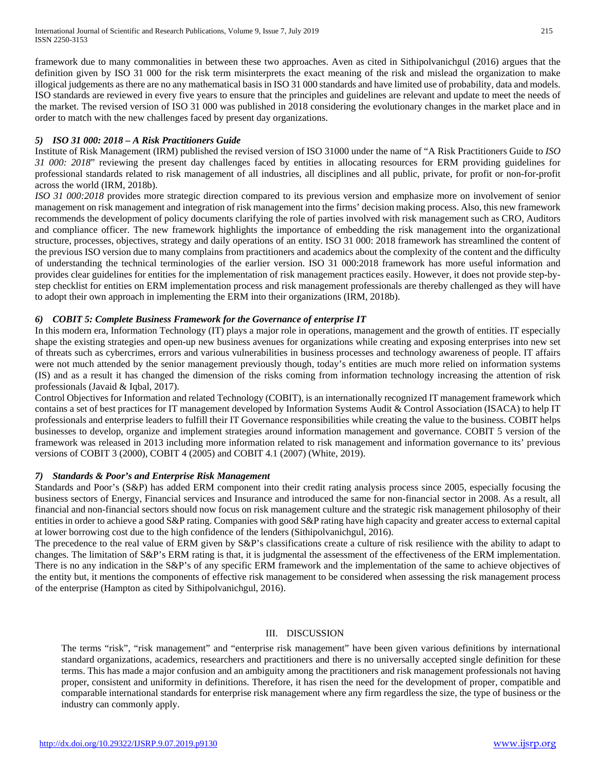framework due to many commonalities in between these two approaches. Aven as cited in Sithipolvanichgul (2016) argues that the definition given by ISO 31 000 for the risk term misinterprets the exact meaning of the risk and mislead the organization to make illogical judgements as there are no any mathematical basis in ISO 31 000 standards and have limited use of probability, data and models. ISO standards are reviewed in every five years to ensure that the principles and guidelines are relevant and update to meet the needs of the market. The revised version of ISO 31 000 was published in 2018 considering the evolutionary changes in the market place and in order to match with the new challenges faced by present day organizations.

### *5) ISO 31 000: 2018 – A Risk Practitioners Guide*

Institute of Risk Management (IRM) published the revised version of ISO 31000 under the name of "A Risk Practitioners Guide to *ISO 31 000: 2018*" reviewing the present day challenges faced by entities in allocating resources for ERM providing guidelines for professional standards related to risk management of all industries, all disciplines and all public, private, for profit or non-for-profit across the world (IRM, 2018b).

*ISO 31 000:2018* provides more strategic direction compared to its previous version and emphasize more on involvement of senior management on risk management and integration of risk management into the firms' decision making process. Also, this new framework recommends the development of policy documents clarifying the role of parties involved with risk management such as CRO, Auditors and compliance officer. The new framework highlights the importance of embedding the risk management into the organizational structure, processes, objectives, strategy and daily operations of an entity. ISO 31 000: 2018 framework has streamlined the content of the previous ISO version due to many complains from practitioners and academics about the complexity of the content and the difficulty of understanding the technical terminologies of the earlier version. ISO 31 000:2018 framework has more useful information and provides clear guidelines for entities for the implementation of risk management practices easily. However, it does not provide step-by-step checklist for entities on ERM implementation process and risk management professionals are thereby challenged as they will have to adopt their own approach in implementing the ERM into their organizations (IRM, 2018b).

### *6) COBIT 5: Complete Business Framework for the Governance of enterprise IT*

In this modern era, Information Technology (IT) plays a major role in operations, management and the growth of entities. IT especially shape the existing strategies and open-up new business avenues for organizations while creating and exposing enterprises into new set of threats such as cybercrimes, errors and various vulnerabilities in business processes and technology awareness of people. IT affairs were not much attended by the senior management previously though, today's entities are much more relied on information systems (IS) and as a result it has changed the dimension of the risks coming from information technology increasing the attention of risk professionals (Javaid & Iqbal, 2017).

Control Objectives for Information and related Technology (COBIT), is an internationally recognized IT management framework which contains a set of best practices for IT management developed by Information Systems Audit & Control Association (ISACA) to help IT professionals and enterprise leaders to fulfill their IT Governance responsibilities while creating the value to the business. COBIT helps businesses to develop, organize and implement strategies around information management and governance. COBIT 5 version of the framework was released in 2013 including more information related to risk management and information governance to its' previous versions of COBIT 3 (2000), COBIT 4 (2005) and COBIT 4.1 (2007) (White, 2019).

### *7) Standards & Poor's and Enterprise Risk Management*

Standards and Poor's (S&P) has added ERM component into their credit rating analysis process since 2005, especially focusing the business sectors of Energy, Financial services and Insurance and introduced the same for non-financial sector in 2008. As a result, all financial and non-financial sectors should now focus on risk management culture and the strategic risk management philosophy of their entities in order to achieve a good S&P rating. Companies with good S&P rating have high capacity and greater access to external capital at lower borrowing cost due to the high confidence of the lenders (Sithipolvanichgul, 2016).

The precedence to the real value of ERM given by S&P's classifications create a culture of risk resilience with the ability to adapt to changes. The limitation of S&P's ERM rating is that, it is judgmental the assessment of the effectiveness of the ERM implementation. There is no any indication in the S&P's of any specific ERM framework and the implementation of the same to achieve objectives of the entity but, it mentions the components of effective risk management to be considered when assessing the risk management process of the enterprise (Hampton as cited by Sithipolvanichgul, 2016).

## III. DISCUSSION

The terms "risk", "risk management" and "enterprise risk management" have been given various definitions by international standard organizations, academics, researchers and practitioners and there is no universally accepted single definition for these terms. This has made a major confusion and an ambiguity among the practitioners and risk management professionals not having proper, consistent and uniformity in definitions. Therefore, it has risen the need for the development of proper, compatible and comparable international standards for enterprise risk management where any firm regardless the size, the type of business or the industry can commonly apply.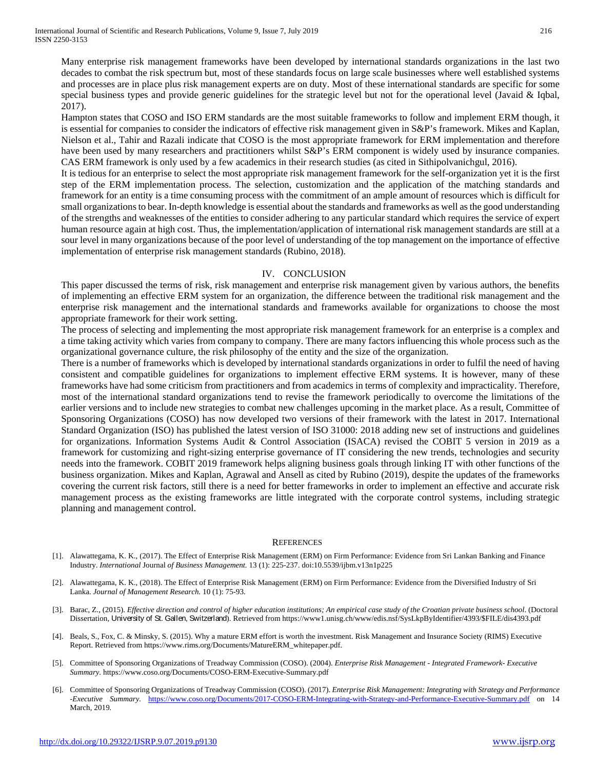Many enterprise risk management frameworks have been developed by international standards organizations in the last two decades to combat the risk spectrum but, most of these standards focus on large scale businesses where well established systems and processes are in place plus risk management experts are on duty. Most of these international standards are specific for some special business types and provide generic guidelines for the strategic level but not for the operational level (Javaid & Iqbal, 2017).

Hampton states that COSO and ISO ERM standards are the most suitable frameworks to follow and implement ERM though, it is essential for companies to consider the indicators of effective risk management given in S&P's framework. Mikes and Kaplan, Nielson et al., Tahir and Razali indicate that COSO is the most appropriate framework for ERM implementation and therefore have been used by many researchers and practitioners whilst S&P's ERM component is widely used by insurance companies. CAS ERM framework is only used by a few academics in their research studies (as cited in Sithipolvanichgul, 2016).

It is tedious for an enterprise to select the most appropriate risk management framework for the self-organization yet it is the first step of the ERM implementation process. The selection, customization and the application of the matching standards and framework for an entity is a time consuming process with the commitment of an ample amount of resources which is difficult for small organizations to bear. In-depth knowledge is essential about the standards and frameworks as well as the good understanding of the strengths and weaknesses of the entities to consider adhering to any particular standard which requires the service of expert human resource again at high cost. Thus, the implementation/application of international risk management standards are still at a sour level in many organizations because of the poor level of understanding of the top management on the importance of effective implementation of enterprise risk management standards (Rubino, 2018).

## IV. CONCLUSION

This paper discussed the terms of risk, risk management and enterprise risk management given by various authors, the benefits of implementing an effective ERM system for an organization, the difference between the traditional risk management and the enterprise risk management and the international standards and frameworks available for organizations to choose the most appropriate framework for their work setting.

The process of selecting and implementing the most appropriate risk management framework for an enterprise is a complex and a time taking activity which varies from company to company. There are many factors influencing this whole process such as the organizational governance culture, the risk philosophy of the entity and the size of the organization.

There is a number of frameworks which is developed by international standards organizations in order to fulfil the need of having consistent and compatible guidelines for organizations to implement effective ERM systems. It is however, many of these frameworks have had some criticism from practitioners and from academics in terms of complexity and impracticality. Therefore, most of the international standard organizations tend to revise the framework periodically to overcome the limitations of the earlier versions and to include new strategies to combat new challenges upcoming in the market place. As a result, Committee of Sponsoring Organizations (COSO) has now developed two versions of their framework with the latest in 2017. International Standard Organization (ISO) has published the latest version of ISO 31000: 2018 adding new set of instructions and guidelines for organizations. Information Systems Audit & Control Association (ISACA) revised the COBIT 5 version in 2019 as a framework for customizing and right-sizing enterprise governance of IT considering the new trends, technologies and security needs into the framework. COBIT 2019 framework helps aligning business goals through linking IT with other functions of the business organization. Mikes and Kaplan, Agrawal and Ansell as cited by Rubino (2019), despite the updates of the frameworks covering the current risk factors, still there is a need for better frameworks in order to implement an effective and accurate risk management process as the existing frameworks are little integrated with the corporate control systems, including strategic planning and management control.

## REFERENCES

[1]. Alawattegama, K. K., (2017). The Effect of Enterprise Risk Management (ERM) on Firm Performance: Evidence from Sri Lankan Banking and Finance Industry. *International* Journal *of Business Management.* 13 (1): 225-237. doi:10.5539/ijbm.v13n1p225

[2]. Alawattegama, K. K., (2018). The Effect of Enterprise Risk Management (ERM) on Firm Performance: Evidence from the Diversified Industry of Sri Lanka. *Journal of Management Research.* 10 (1): 75-93.

[3]. Barac, Z., (2015). *Effective direction and control of higher education institutions; An empirical case study of the Croatian private business school*. (Doctoral Dissertation, University of St. Gallen, Switzerland). Retrieved from https://www1.unisg.ch/www/edis.nsf/SysLkpByIdentifier/4393/$FILE/dis4393.pdf

[4]. Beals, S., Fox, C. & Minsky, S. (2015). Why a mature ERM effort is worth the investment. Risk Management and Insurance Society (RIMS) Executive Report. Retrieved from https://www.rims.org/Documents/MatureERM_whitepaper.pdf.

[5]. Committee of Sponsoring Organizations of Treadway Commission (COSO). (2004). *Enterprise Risk Management - Integrated Framework- Executive Summary.* https://www.coso.org/Documents/COSO-ERM-Executive-Summary.pdf

[6]. Committee of Sponsoring Organizations of Treadway Commission (COSO). (2017). *Enterprise Risk Management: Integrating with Strategy and Performance -Executive Summary.* https://www.coso.org/Documents/2017-COSO-ERM-Integrating-with-Strategy-and-Performance-Executive-Summary.pdf on 14 March, 2019.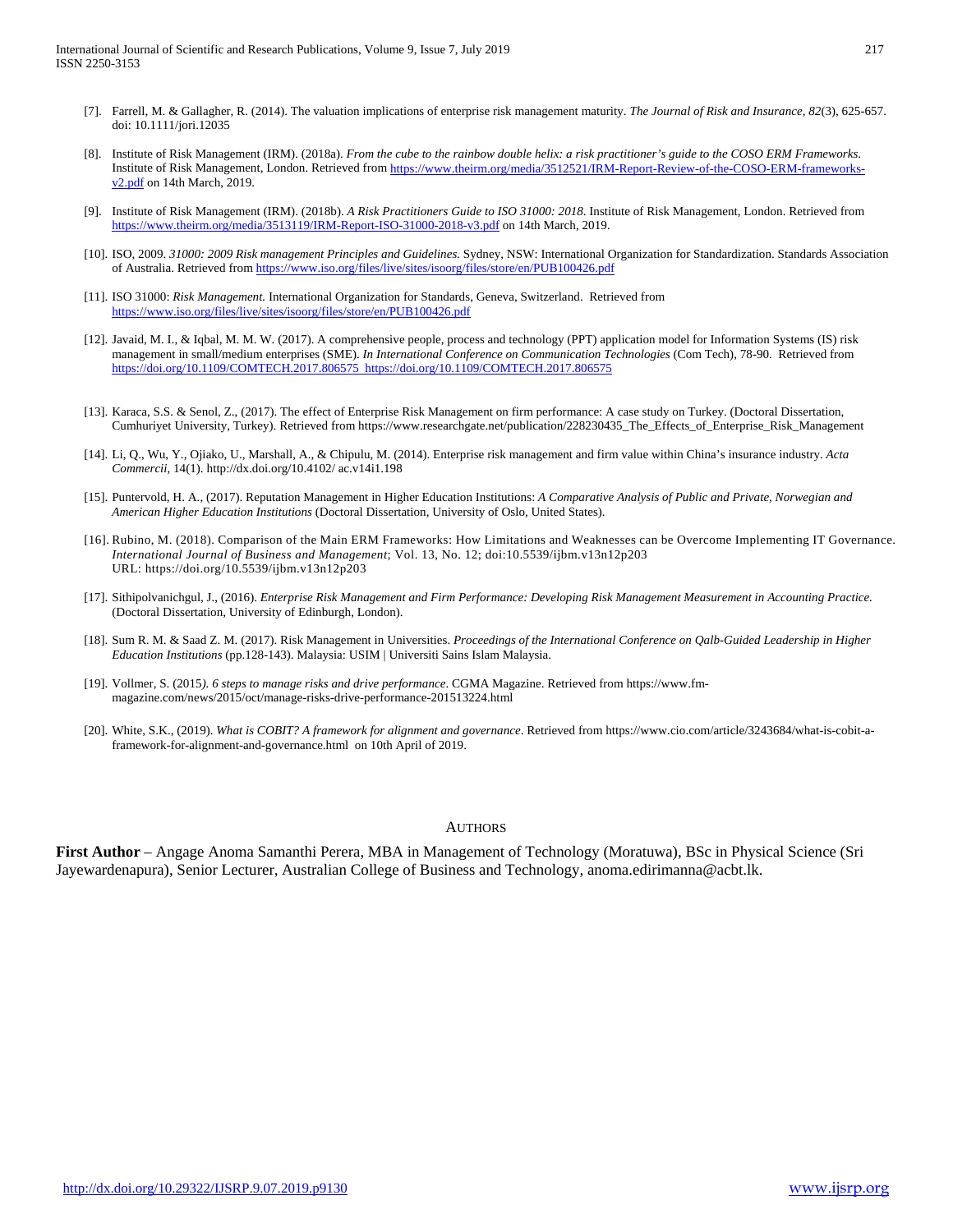[7]. Farrell, M. & Gallagher, R. (2014). The valuation implications of enterprise risk management maturity. *The Journal of Risk and Insurance, 82*(3), 625-657. doi: 10.1111/jori.12035

[8]. Institute of Risk Management (IRM). (2018a). *From the cube to the rainbow double helix: a risk practitioner's guide to the COSO ERM Frameworks.* Institute of Risk Management, London. Retrieved from https://www.theirm.org/media/3512521/IRM-Report-Review-of-the-COSO-ERM-frameworks-v2.pdf on 14th March, 2019.

[9]. Institute of Risk Management (IRM). (2018b). *A Risk Practitioners Guide to ISO 31000: 2018.* Institute of Risk Management, London. Retrieved from https://www.theirm.org/media/3513119/IRM-Report-ISO-31000-2018-v3.pdf on 14th March, 2019.

[10]. ISO, 2009. *31000: 2009 Risk management Principles and Guidelines.* Sydney, NSW: International Organization for Standardization. Standards Association of Australia. Retrieved from https://www.iso.org/files/live/sites/isoorg/files/store/en/PUB100426.pdf

[11]. ISO 31000: *Risk Management.* International Organization for Standards, Geneva, Switzerland. Retrieved from https://www.iso.org/files/live/sites/isoorg/files/store/en/PUB100426.pdf

[12]. Javaid, M. I., & Iqbal, M. M. W. (2017). A comprehensive people, process and technology (PPT) application model for Information Systems (IS) risk management in small/medium enterprises (SME). *In International Conference on Communication Technologies* (Com Tech), 78-90. Retrieved from https://doi.org/10.1109/COMTECH.2017.806575 https://doi.org/10.1109/COMTECH.2017.806575

[13]. Karaca, S.S. & Senol, Z., (2017). The effect of Enterprise Risk Management on firm performance: A case study on Turkey. (Doctoral Dissertation, Cumhuriyet University, Turkey). Retrieved from https://www.researchgate.net/publication/228230435_The_Effects_of_Enterprise_Risk_Management

[14]. Li, Q., Wu, Y., Ojiako, U., Marshall, A., & Chipulu, M. (2014). Enterprise risk management and firm value within China's insurance industry. *Acta Commercii,* 14(1). http://dx.doi.org/10.4102/ ac.v14i1.198

[15]. Puntervold, H. A., (2017). Reputation Management in Higher Education Institutions: *A Comparative Analysis of Public and Private, Norwegian and American Higher Education Institutions* (Doctoral Dissertation, University of Oslo, United States).

[16]. Rubino, M. (2018). Comparison of the Main ERM Frameworks: How Limitations and Weaknesses can be Overcome Implementing IT Governance. *International Journal of Business and Management*; Vol. 13, No. 12; doi:10.5539/ijbm.v13n12p203 URL: https://doi.org/10.5539/ijbm.v13n12p203

[17]. Sithipolvanichgul, J., (2016). *Enterprise Risk Management and Firm Performance: Developing Risk Management Measurement in Accounting Practice.* (Doctoral Dissertation, University of Edinburgh, London).

[18]. Sum R. M. & Saad Z. M. (2017). Risk Management in Universities. *Proceedings of the International Conference on Qalb-Guided Leadership in Higher Education Institutions* (pp.128-143). Malaysia: USIM | Universiti Sains Islam Malaysia.

[19]. Vollmer, S. (2015*). 6 steps to manage risks and drive performance*. CGMA Magazine. Retrieved from https://www.fm-magazine.com/news/2015/oct/manage-risks-drive-performance-201513224.html

[20]. White, S.K., (2019). *What is COBIT? A framework for alignment and governance.* Retrieved from https://www.cio.com/article/3243684/what-is-cobit-a-framework-for-alignment-and-governance.html on 10th April of 2019.

## Authors

**First Author** – Angage Anoma Samanthi Perera, MBA in Management of Technology (Moratuwa), BSc in Physical Science (Sri Jayewardenapura), Senior Lecturer, Australian College of Business and Technology, anoma.edirimanna@acbt.lk.